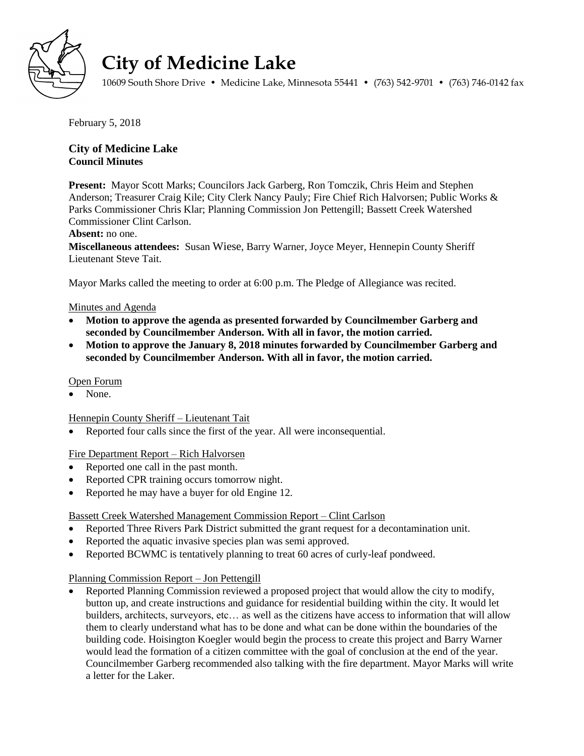# City of Medicine Lake

10609 South Shore Drive • Medicine Lake, Minnesota 55441 • (763) 542-9701 • (763) 746-0142 fax

February 5, 2018

**City of Medicine Lake**
**Council Minutes**

**Present:** Mayor Scott Marks; Councilors Jack Garberg, Ron Tomczik, Chris Heim and Stephen Anderson; Treasurer Craig Kile; City Clerk Nancy Pauly; Fire Chief Rich Halvorsen; Public Works & Parks Commissioner Chris Klar; Planning Commission Jon Pettengill; Bassett Creek Watershed Commissioner Clint Carlson.
**Absent:** no one.
**Miscellaneous attendees:** Susan Wiese, Barry Warner, Joyce Meyer, Hennepin County Sheriff Lieutenant Steve Tait.

Mayor Marks called the meeting to order at 6:00 p.m. The Pledge of Allegiance was recited.

Minutes and Agenda

- **Motion to approve the agenda as presented forwarded by Councilmember Garberg and seconded by Councilmember Anderson. With all in favor, the motion carried.**
- **Motion to approve the January 8, 2018 minutes forwarded by Councilmember Garberg and seconded by Councilmember Anderson. With all in favor, the motion carried.**

Open Forum

- None.

Hennepin County Sheriff – Lieutenant Tait

- Reported four calls since the first of the year. All were inconsequential.

Fire Department Report – Rich Halvorsen

- Reported one call in the past month.
- Reported CPR training occurs tomorrow night.
- Reported he may have a buyer for old Engine 12.

Bassett Creek Watershed Management Commission Report – Clint Carlson

- Reported Three Rivers Park District submitted the grant request for a decontamination unit.
- Reported the aquatic invasive species plan was semi approved.
- Reported BCWMC is tentatively planning to treat 60 acres of curly-leaf pondweed.

Planning Commission Report – Jon Pettengill

- Reported Planning Commission reviewed a proposed project that would allow the city to modify, button up, and create instructions and guidance for residential building within the city. It would let builders, architects, surveyors, etc… as well as the citizens have access to information that will allow them to clearly understand what has to be done and what can be done within the boundaries of the building code. Hoisington Koegler would begin the process to create this project and Barry Warner would lead the formation of a citizen committee with the goal of conclusion at the end of the year. Councilmember Garberg recommended also talking with the fire department. Mayor Marks will write a letter for the Laker.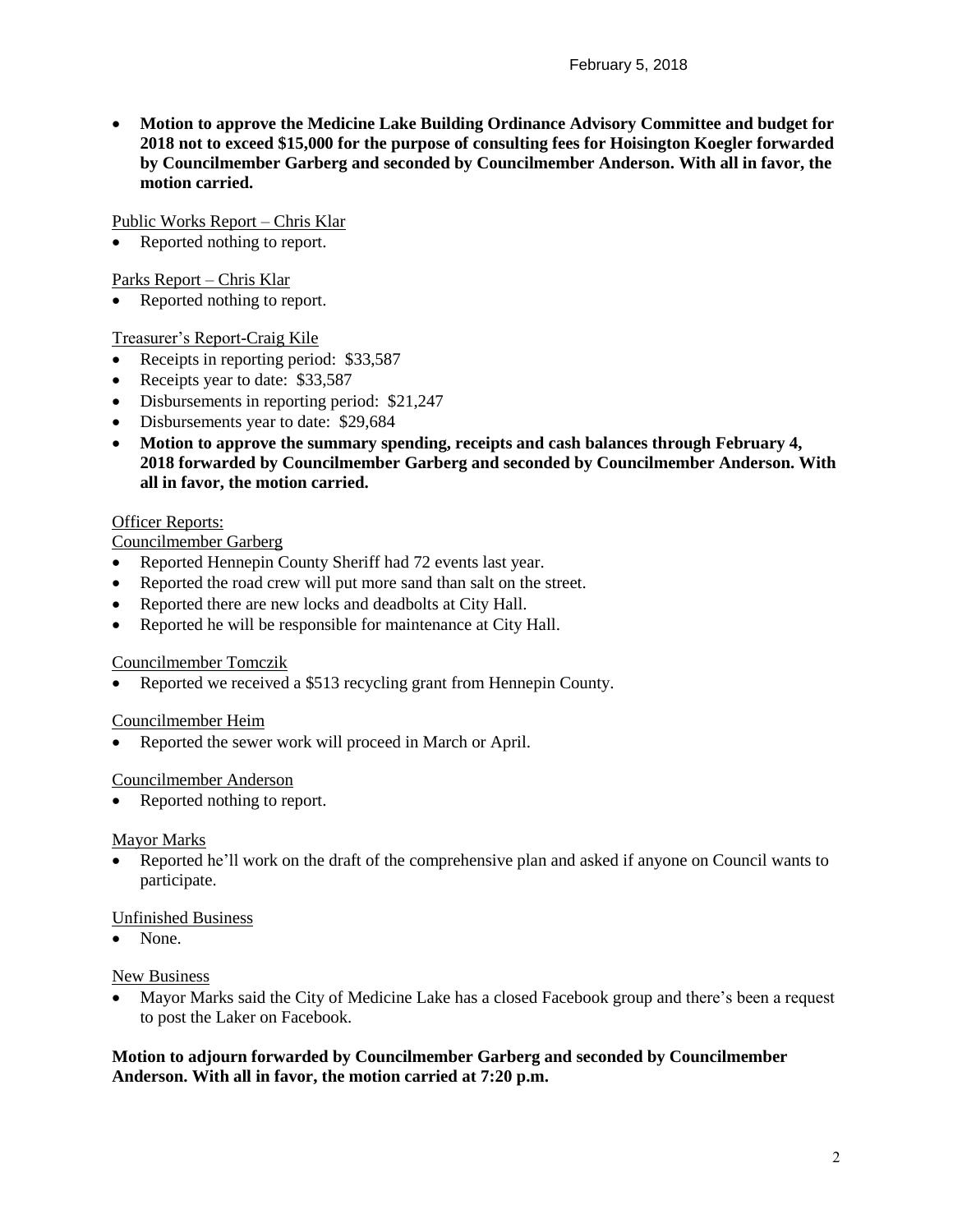February 5, 2018

- **Motion to approve the Medicine Lake Building Ordinance Advisory Committee and budget for 2018 not to exceed $15,000 for the purpose of consulting fees for Hoisington Koegler forwarded by Councilmember Garberg and seconded by Councilmember Anderson. With all in favor, the motion carried.**

<u>Public Works Report – Chris Klar</u>

- Reported nothing to report.

<u>Parks Report – Chris Klar</u>

- Reported nothing to report.

<u>Treasurer's Report-Craig Kile</u>

- Receipts in reporting period: $33,587
- Receipts year to date: $33,587
- Disbursements in reporting period: $21,247
- Disbursements year to date: $29,684
- **Motion to approve the summary spending, receipts and cash balances through February 4, 2018 forwarded by Councilmember Garberg and seconded by Councilmember Anderson. With all in favor, the motion carried.**

<u>Officer Reports:</u>

<u>Councilmember Garberg</u>

- Reported Hennepin County Sheriff had 72 events last year.
- Reported the road crew will put more sand than salt on the street.
- Reported there are new locks and deadbolts at City Hall.
- Reported he will be responsible for maintenance at City Hall.

<u>Councilmember Tomczik</u>

- Reported we received a $513 recycling grant from Hennepin County.

<u>Councilmember Heim</u>

- Reported the sewer work will proceed in March or April.

<u>Councilmember Anderson</u>

- Reported nothing to report.

<u>Mayor Marks</u>

- Reported he'll work on the draft of the comprehensive plan and asked if anyone on Council wants to participate.

<u>Unfinished Business</u>

- None.

<u>New Business</u>

- Mayor Marks said the City of Medicine Lake has a closed Facebook group and there's been a request to post the Laker on Facebook.

**Motion to adjourn forwarded by Councilmember Garberg and seconded by Councilmember Anderson. With all in favor, the motion carried at 7:20 p.m.**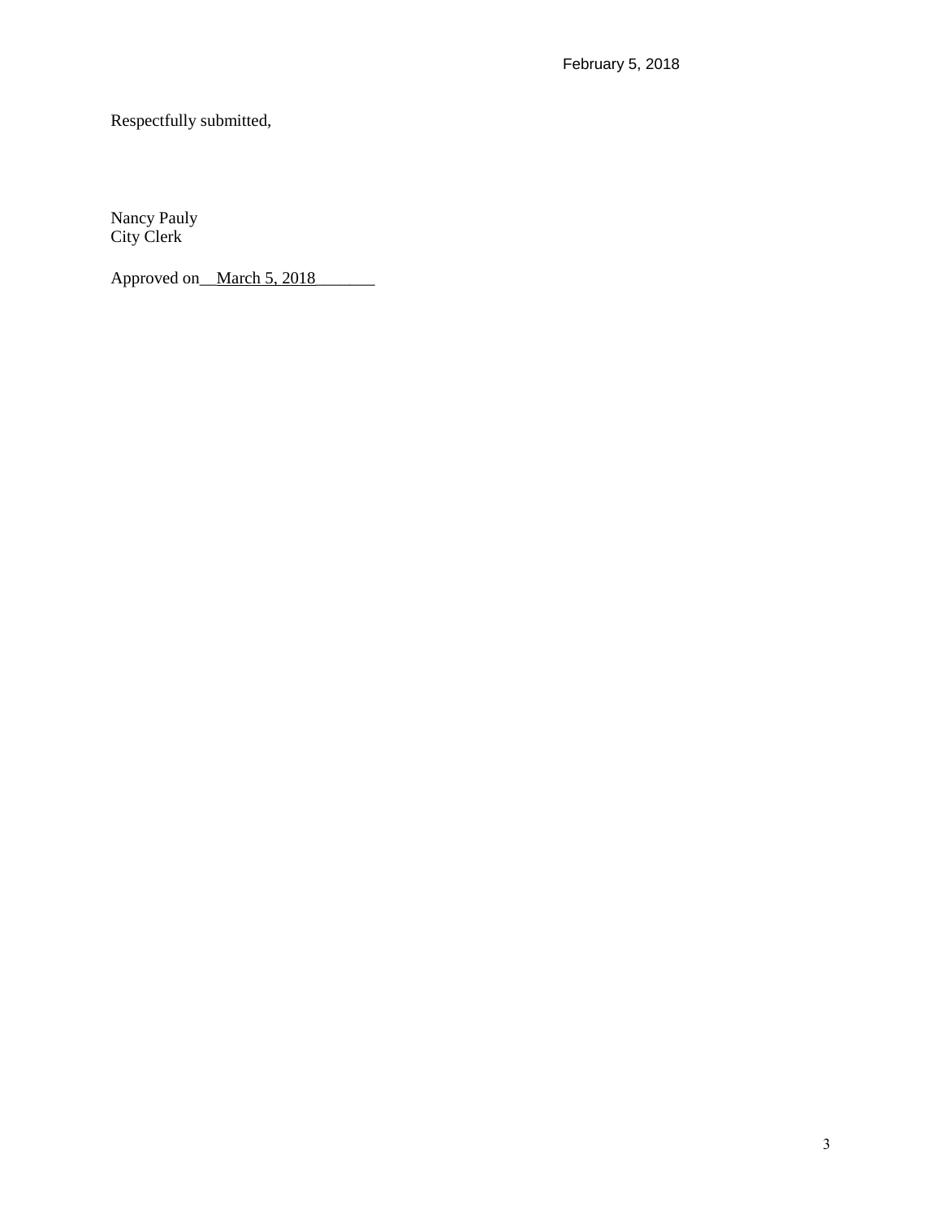Respectfully submitted,

Nancy Pauly
City Clerk

Approved on__March 5, 2018_______